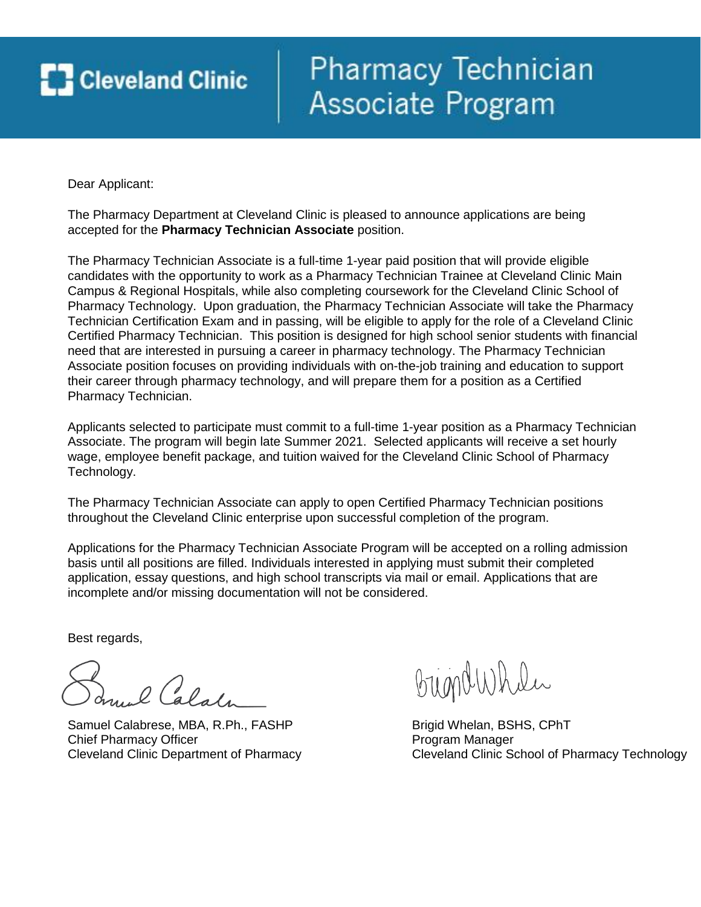# Cleveland Clinic | Pharmacy Technician Associate Program

Dear Applicant:

The Pharmacy Department at Cleveland Clinic is pleased to announce applications are being accepted for the **Pharmacy Technician Associate** position.

The Pharmacy Technician Associate is a full-time 1-year paid position that will provide eligible candidates with the opportunity to work as a Pharmacy Technician Trainee at Cleveland Clinic Main Campus & Regional Hospitals, while also completing coursework for the Cleveland Clinic School of Pharmacy Technology. Upon graduation, the Pharmacy Technician Associate will take the Pharmacy Technician Certification Exam and in passing, will be eligible to apply for the role of a Cleveland Clinic Certified Pharmacy Technician. This position is designed for high school senior students with financial need that are interested in pursuing a career in pharmacy technology. The Pharmacy Technician Associate position focuses on providing individuals with on-the-job training and education to support their career through pharmacy technology, and will prepare them for a position as a Certified Pharmacy Technician.

Applicants selected to participate must commit to a full-time 1-year position as a Pharmacy Technician Associate. The program will begin late Summer 2021. Selected applicants will receive a set hourly wage, employee benefit package, and tuition waived for the Cleveland Clinic School of Pharmacy Technology.

The Pharmacy Technician Associate can apply to open Certified Pharmacy Technician positions throughout the Cleveland Clinic enterprise upon successful completion of the program.

Applications for the Pharmacy Technician Associate Program will be accepted on a rolling admission basis until all positions are filled. Individuals interested in applying must submit their completed application, essay questions, and high school transcripts via mail or email. Applications that are incomplete and/or missing documentation will not be considered.

Best regards,

Samuel Calabrese, MBA, R.Ph., FASHP
Chief Pharmacy Officer
Cleveland Clinic Department of Pharmacy

Brigid Whelan, BSHS, CPhT
Program Manager
Cleveland Clinic School of Pharmacy Technology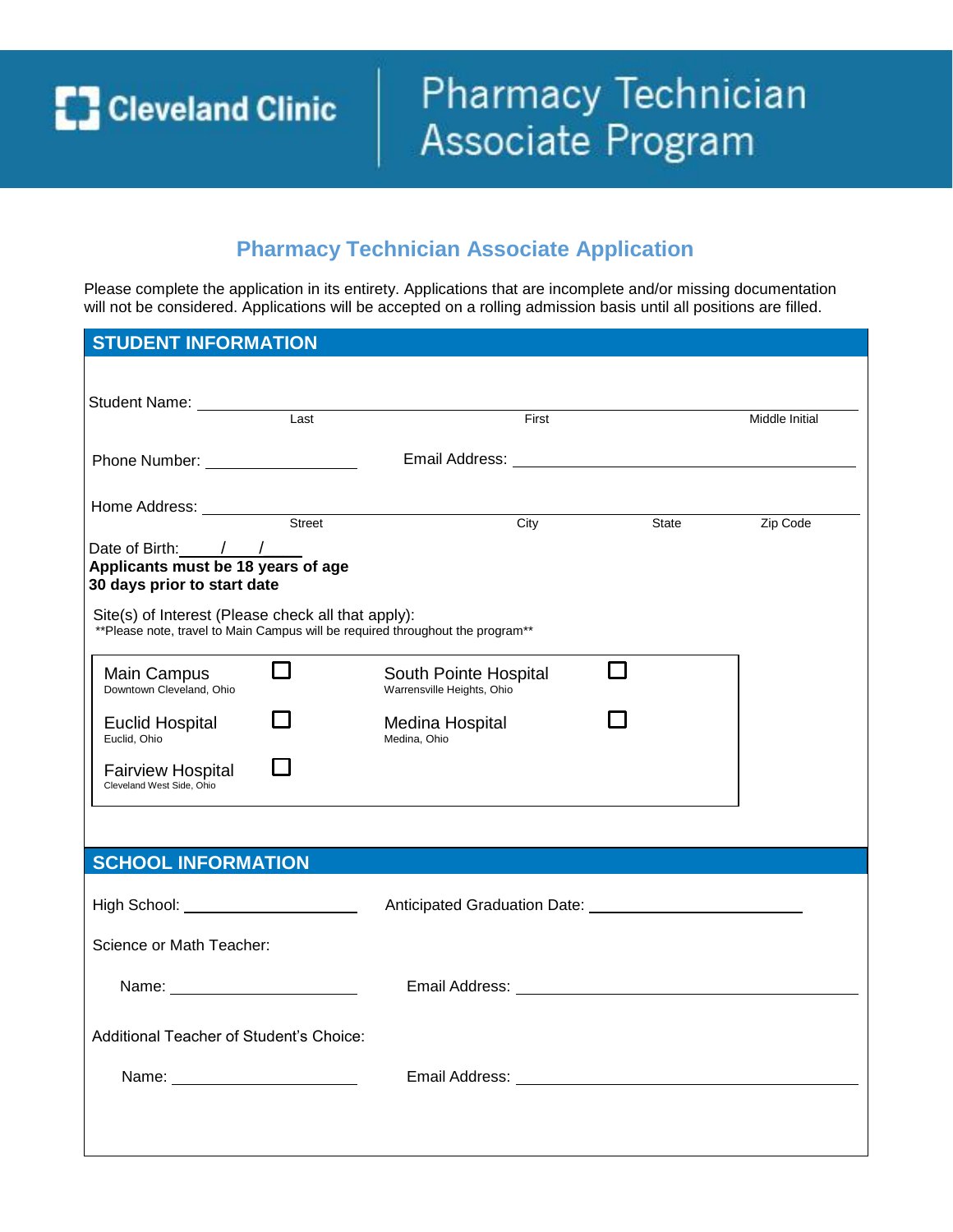# Cleveland Clinic | Pharmacy Technician Associate Program

## Pharmacy Technician Associate Application

Please complete the application in its entirety. Applications that are incomplete and/or missing documentation will not be considered. Applications will be accepted on a rolling admission basis until all positions are filled.

## STUDENT INFORMATION

Student Name: ______________________________________________
Last | First | Middle Initial

Phone Number: ____________________ Email Address: ____________________________

Home Address: ______________________________________________
Street | City | State | Zip Code

Date of Birth: ____/____/____

**Applicants must be 18 years of age 30 days prior to start date**

Site(s) of Interest (Please check all that apply):
**Please note, travel to Main Campus will be required throughout the program**

| Site | | Site | |
|---|---|---|---|
| Main Campus<br>Downtown Cleveland, Ohio | ☐ | South Pointe Hospital<br>Warrensville Heights, Ohio | ☐ |
| Euclid Hospital<br>Euclid, Ohio | ☐ | Medina Hospital<br>Medina, Ohio | ☐ |
| Fairview Hospital<br>Cleveland West Side, Ohio | ☐ | | |

## SCHOOL INFORMATION

High School: ____________________ Anticipated Graduation Date: ____________________

Science or Math Teacher:

Name: ____________________ Email Address: ____________________________

Additional Teacher of Student's Choice:

Name: ____________________ Email Address: ____________________________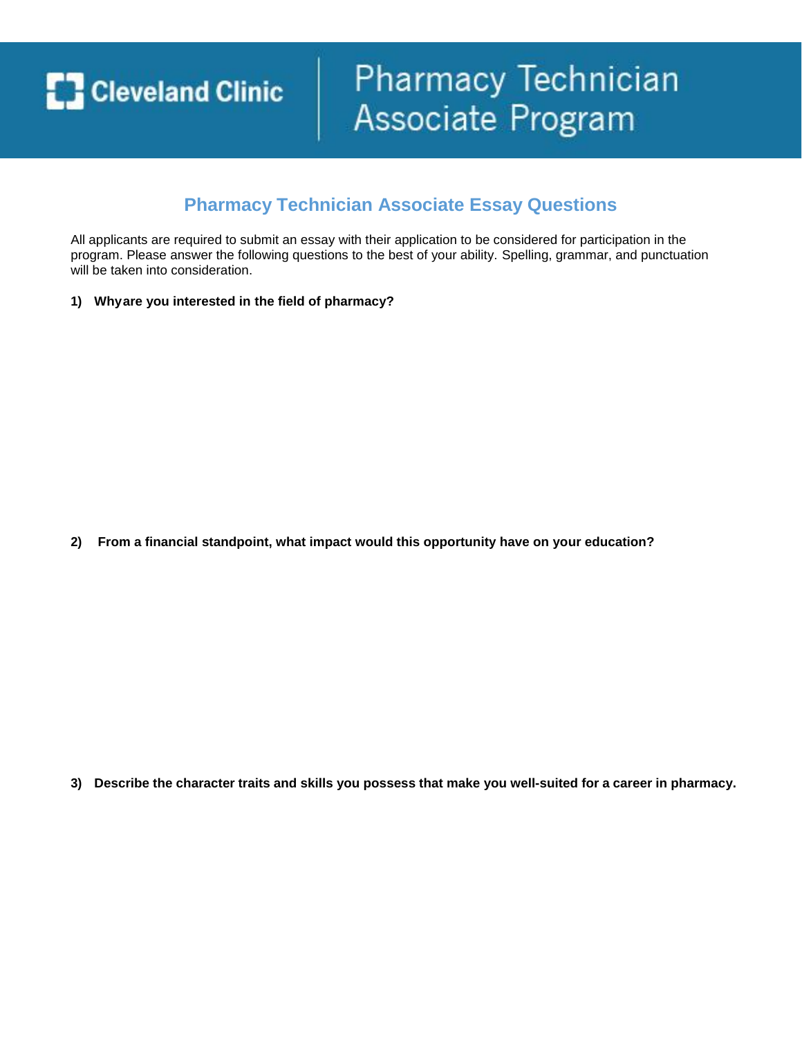# Cleveland Clinic | Pharmacy Technician Associate Program

## Pharmacy Technician Associate Essay Questions

All applicants are required to submit an essay with their application to be considered for participation in the program. Please answer the following questions to the best of your ability. Spelling, grammar, and punctuation will be taken into consideration.

**1) Whyare you interested in the field of pharmacy?**

**2) From a financial standpoint, what impact would this opportunity have on your education?**

**3) Describe the character traits and skills you possess that make you well-suited for a career in pharmacy.**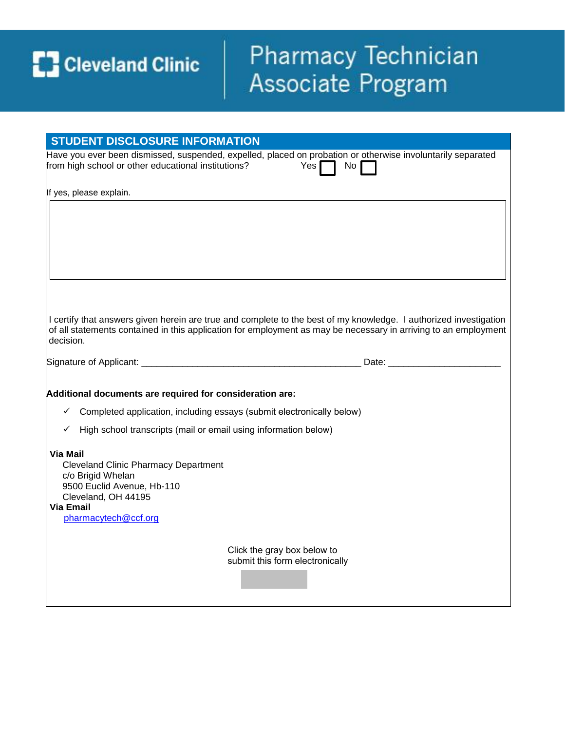Cleveland Clinic

# Pharmacy Technician Associate Program

## STUDENT DISCLOSURE INFORMATION

Have you ever been dismissed, suspended, expelled, placed on probation or otherwise involuntarily separated from high school or other educational institutions? Yes ☐ No ☐

If yes, please explain.

I certify that answers given herein are true and complete to the best of my knowledge. I authorized investigation of all statements contained in this application for employment as may be necessary in arriving to an employment decision.

Signature of Applicant: ___________________________________________ Date: _____________________

**Additional documents are required for consideration are:**

- ✓ Completed application, including essays (submit electronically below)
- ✓ High school transcripts (mail or email using information below)

**Via Mail**
Cleveland Clinic Pharmacy Department
c/o Brigid Whelan
9500 Euclid Avenue, Hb-110
Cleveland, OH 44195

**Via Email**
pharmacytech@ccf.org

Click the gray box below to submit this form electronically